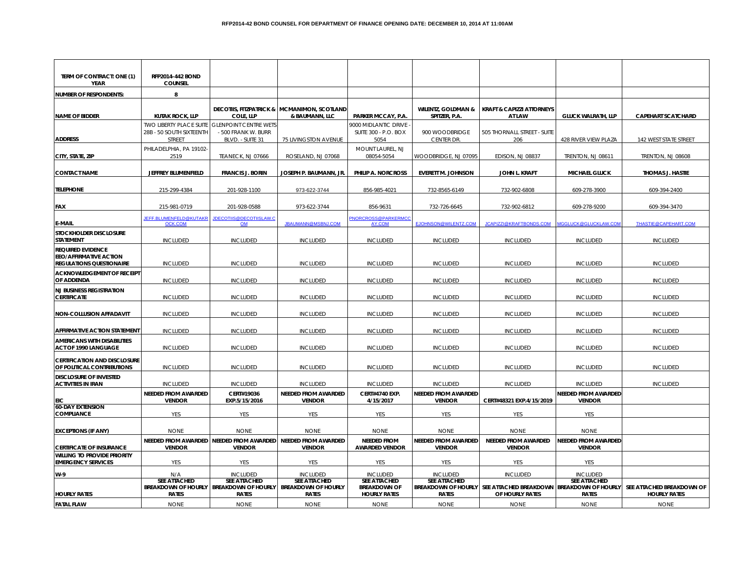# RFP2014-42 BOND COUNSEL FOR DEPARTMENT OF FINANCE OPENING DATE: DECEMBER 10, 2014 AT 11:00AM

| TERM OF CONTRACT: ONE (1) YEAR | RFP2014-442 BOND COUNSEL | | | | | | | |
|---|---|---|---|---|---|---|---|---|
| NUMBER OF RESPONDENTS: | 8 | | | | | | | |
| NAME OF BIDDER | KUTAK ROCK, LLP | DECOTIIS, FITZPATRICK & COLE, LLP | MCMANIMON, SCOTLAND & BAUMANN, LLC | PARKER MCCAY, P.A. | WILENTZ, GOLDMAN & SPITZER, P.A. | KRAFT & CAPIZZI ATTORNEYS AT LAW | GLUCK WALRATH, LLP | CAPEHART SCATCHARD |
| ADDRESS | TWO LIBERTY PLACE SUITE 28B - 50 SOUTH SIXTEENTH STREET | GLENPOINT CENTRE WETS - 500 FRANK W. BURR BLVD. - SUITE 31 | 75 LIVINGSTON AVENUE | 9000 MIDLANTIC DRIVE - SUITE 300 - P.O. BOX 5054 | 900 WOODBRIDGE CENTER DR. | 505 THORNALL STREET - SUITE 206 | 428 RIVER VIEW PLAZA | 142 WEST STATE STREET |
| CITY, STATE, ZIP | PHILADELPHIA, PA 19102-2519 | TEANECK, NJ 07666 | ROSELAND, NJ 07068 | MOUNT LAUREL, NJ 08054-5054 | WOODBRIDGE, NJ 07095 | EDISON, NJ 08837 | TRENTON, NJ 08611 | TRENTON, NJ 08608 |
| CONTACT NAME | JEFFREY BLUMENFIELD | FRANCIS J. BORIN | JOSEPH P. BAUMANN, JR. | PHILIP A. NORCROSS | EVERETT M. JOHNSON | JOHN L. KRAFT | MICHAEL GLUCK | THOMAS J. HASTIE |
| TELEPHONE | 215-299-4384 | 201-928-1100 | 973-622-3744 | 856-985-4021 | 732-8565-6149 | 732-902-6808 | 609-278-3900 | 609-394-2400 |
| FAX | 215-981-0719 | 201-928-0588 | 973-622-3744 | 856-9631 | 732-726-6645 | 732-902-6812 | 609-278-9200 | 609-394-3470 |
| E-MAIL | JEFF.BLUMENFELD@KUTAKROCK.COM | JDECOTIIS@DECOTIISLAW.COM | JBAUMANN@MSBNJ.COM | PNORCROSS@PARKERMCCAY.COM | EJOHNSON@WILENTZ.COM | JCAPIZZI@KRAFTBONDS.COM | MGGLUCK@GLUCKLAW.COM | THASTIE@CAPEHART.COM |
| STOCKHOLDER DISCLOSURE STATEMENT | INCLUDED | INCLUDED | INCLUDED | INCLUDED | INCLUDED | INCLUDED | INCLUDED | INCLUDED |
| REQUIRED EVIDENCE EEO/AFFIRMATIVE ACTION REGULATIONS QUESTIONAIRE | INCLUDED | INCLUDED | INCLUDED | INCLUDED | INCLUDED | INCLUDED | INCLUDED | INCLUDED |
| ACKNOWLEDGEMENT OF RECEIPT OF ADDENDA | INCLUDED | INCLUDED | INCLUDED | INCLUDED | INCLUDED | INCLUDED | INCLUDED | INCLUDED |
| NJ BUSINESS REGISTRATION CERTIFICATE | INCLUDED | INCLUDED | INCLUDED | INCLUDED | INCLUDED | INCLUDED | INCLUDED | INCLUDED |
| NON-COLLUSION AFFADAVIT | INCLUDED | INCLUDED | INCLUDED | INCLUDED | INCLUDED | INCLUDED | INCLUDED | INCLUDED |
| AFFIRMATIVE ACTION STATEMENT | INCLUDED | INCLUDED | INCLUDED | INCLUDED | INCLUDED | INCLUDED | INCLUDED | INCLUDED |
| AMERICANS WITH DISABILITIES ACT OF 1990 LANGUAGE | INCLUDED | INCLUDED | INCLUDED | INCLUDED | INCLUDED | INCLUDED | INCLUDED | INCLUDED |
| CERTIFICATION AND DISCLOSURE OF POLITICAL CONTRIBUTIONS | INCLUDED | INCLUDED | INCLUDED | INCLUDED | INCLUDED | INCLUDED | INCLUDED | INCLUDED |
| DISCLOSURE OF INVESTED ACTIVITIES IN IRAN | INCLUDED | INCLUDED | INCLUDED | INCLUDED | INCLUDED | INCLUDED | INCLUDED | INCLUDED |
| EIC | NEEDED FROM AWARDED VENDOR | CERT#19036 EXP.5/15/2016 | NEEDED FROM AWARDED VENDOR | CERT#4740 EXP. 4/15/2017 | NEEDED FROM AWARDED VENDOR | CERT#48321 EXP.4/15/2019 | NEEDED FROM AWARDED VENDOR | |
| 60-DAY EXTENSION COMPLIANCE | YES | YES | YES | YES | YES | YES | YES | |
| EXCEPTIONS (IF ANY) | NONE | NONE | NONE | NONE | NONE | NONE | NONE | |
| CERTIFICATE OF INSURANCE | NEEDED FROM AWARDED VENDOR | NEEDED FROM AWARDED VENDOR | NEEDED FROM AWARDED VENDOR | NEEDED FROM AWARDED VENDOR | NEEDED FROM AWARDED VENDOR | NEEDED FROM AWARDED VENDOR | NEEDED FROM AWARDED VENDOR | |
| WILLING TO PROVIDE PRIORITY EMERGENCY SERVICES | YES | YES | YES | YES | YES | YES | YES | |
| W-9 | N/A | INCLUDED | INCLUDED | INCLUDED | INCLUDED | INCLUDED | INCLUDED | |
| HOURLY RATES | SEE ATTACHED BREAKDOWN OF HOURLY RATES | SEE ATTACHED BREAKDOWN OF HOURLY RATES | SEE ATTACHED BREAKDOWN OF HOURLY RATES | SEE ATTACHED BREAKDOWN OF HOURLY RATES | SEE ATTACHED BREAKDOWN OF HOURLY RATES | SEE ATTACHED BREAKDOWN OF HOURLY RATES | SEE ATTACHED BREAKDOWN OF HOURLY RATES | SEE ATTACHED BREAKDOWN OF HOURLY RATES |
| FATAL FLAW | NONE | NONE | NONE | NONE | NONE | NONE | NONE | NONE |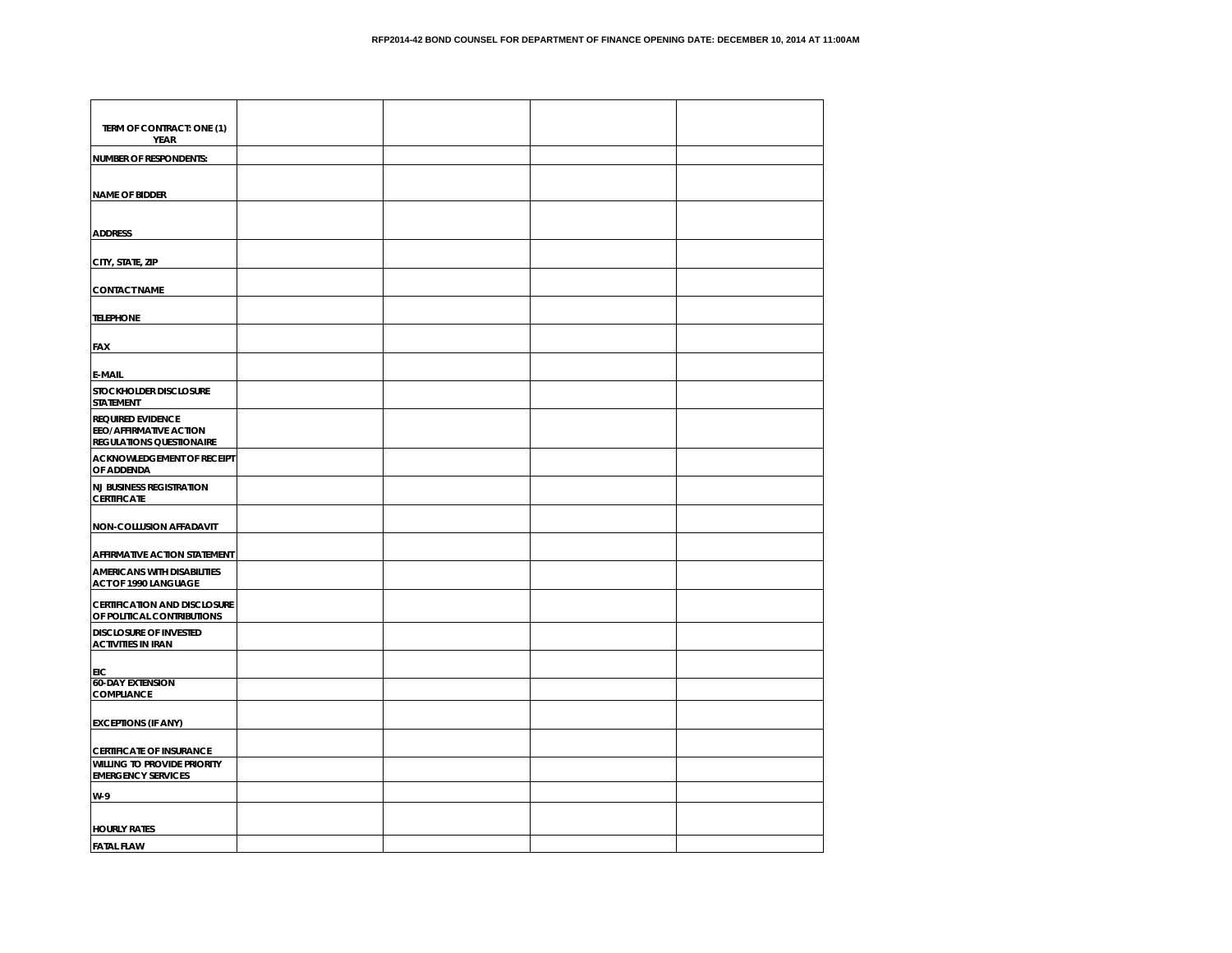**RFP2014-42 BOND COUNSEL FOR DEPARTMENT OF FINANCE OPENING DATE: DECEMBER 10, 2014 AT 11:00AM**

| TERM OF CONTRACT: ONE (1) YEAR | | | | |
|---|---|---|---|---|
| NUMBER OF RESPONDENTS: | | | | |
| NAME OF BIDDER | | | | |
| ADDRESS | | | | |
| CITY, STATE, ZIP | | | | |
| CONTACT NAME | | | | |
| TELEPHONE | | | | |
| FAX | | | | |
| E-MAIL | | | | |
| STOCKHOLDER DISCLOSURE STATEMENT | | | | |
| REQUIRED EVIDENCE EEO/AFFIRMATIVE ACTION REGULATIONS QUESTIONAIRE | | | | |
| ACKNOWLEDGEMENT OF RECEIPT OF ADDENDA | | | | |
| NJ BUSINESS REGISTRATION CERTIFICATE | | | | |
| NON-COLLUSION AFFADAVIT | | | | |
| AFFIRMATIVE ACTION STATEMENT | | | | |
| AMERICANS WITH DISABILITIES ACT OF 1990 LANGUAGE | | | | |
| CERTIFICATION AND DISCLOSURE OF POLITICAL CONTRIBUTIONS | | | | |
| DISCLOSURE OF INVESTED ACTIVITIES IN IRAN | | | | |
| EIC | | | | |
| 60-DAY EXTENSION COMPLIANCE | | | | |
| EXCEPTIONS (IF ANY) | | | | |
| CERTIFICATE OF INSURANCE | | | | |
| WILLING TO PROVIDE PRIORITY EMERGENCY SERVICES | | | | |
| W-9 | | | | |
| HOURLY RATES | | | | |
| FATAL FLAW | | | | |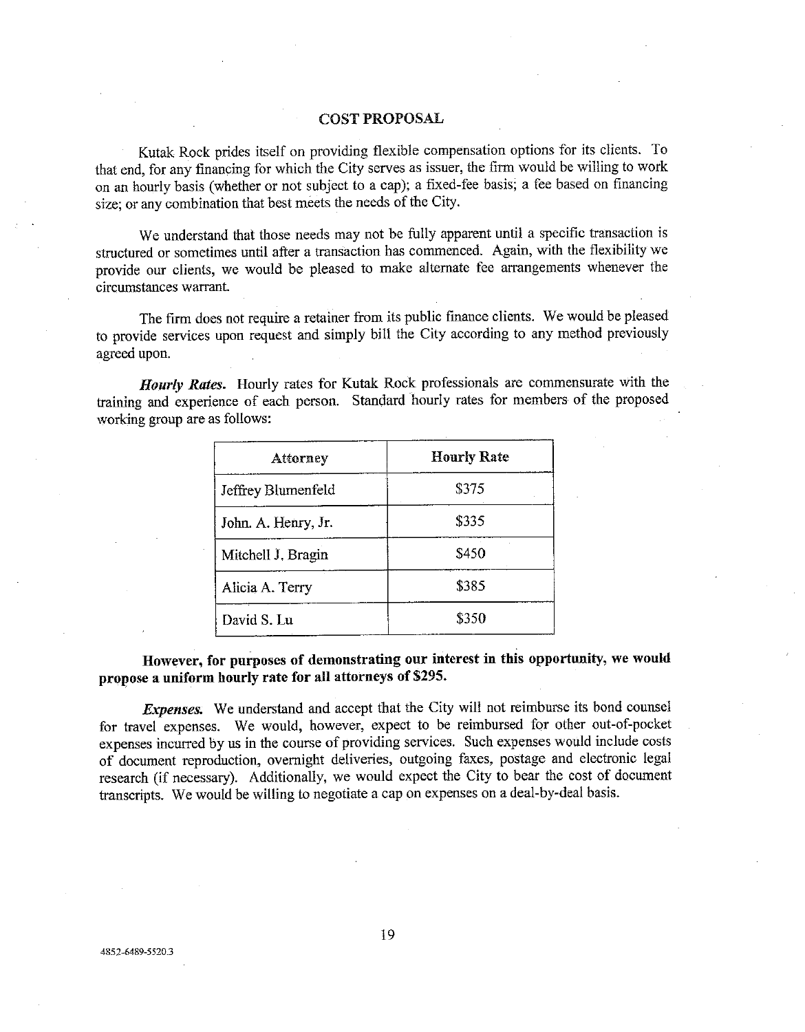## COST PROPOSAL

Kutak Rock prides itself on providing flexible compensation options for its clients. To that end, for any financing for which the City serves as issuer, the firm would be willing to work on an hourly basis (whether or not subject to a cap); a fixed-fee basis; a fee based on financing size; or any combination that best meets the needs of the City.

We understand that those needs may not be fully apparent until a specific transaction is structured or sometimes until after a transaction has commenced. Again, with the flexibility we provide our clients, we would be pleased to make alternate fee arrangements whenever the circumstances warrant.

The firm does not require a retainer from its public finance clients. We would be pleased to provide services upon request and simply bill the City according to any method previously agreed upon.

***Hourly Rates.*** Hourly rates for Kutak Rock professionals are commensurate with the training and experience of each person. Standard hourly rates for members of the proposed working group are as follows:

| Attorney | Hourly Rate |
| --- | --- |
| Jeffrey Blumenfeld | $375 |
| John. A. Henry, Jr. | $335 |
| Mitchell J. Bragin | $450 |
| Alicia A. Terry | $385 |
| David S. Lu | $350 |

**However, for purposes of demonstrating our interest in this opportunity, we would propose a uniform hourly rate for all attorneys of $295.**

***Expenses.*** We understand and accept that the City will not reimburse its bond counsel for travel expenses. We would, however, expect to be reimbursed for other out-of-pocket expenses incurred by us in the course of providing services. Such expenses would include costs of document reproduction, overnight deliveries, outgoing faxes, postage and electronic legal research (if necessary). Additionally, we would expect the City to bear the cost of document transcripts. We would be willing to negotiate a cap on expenses on a deal-by-deal basis.

4852-6489-5520.3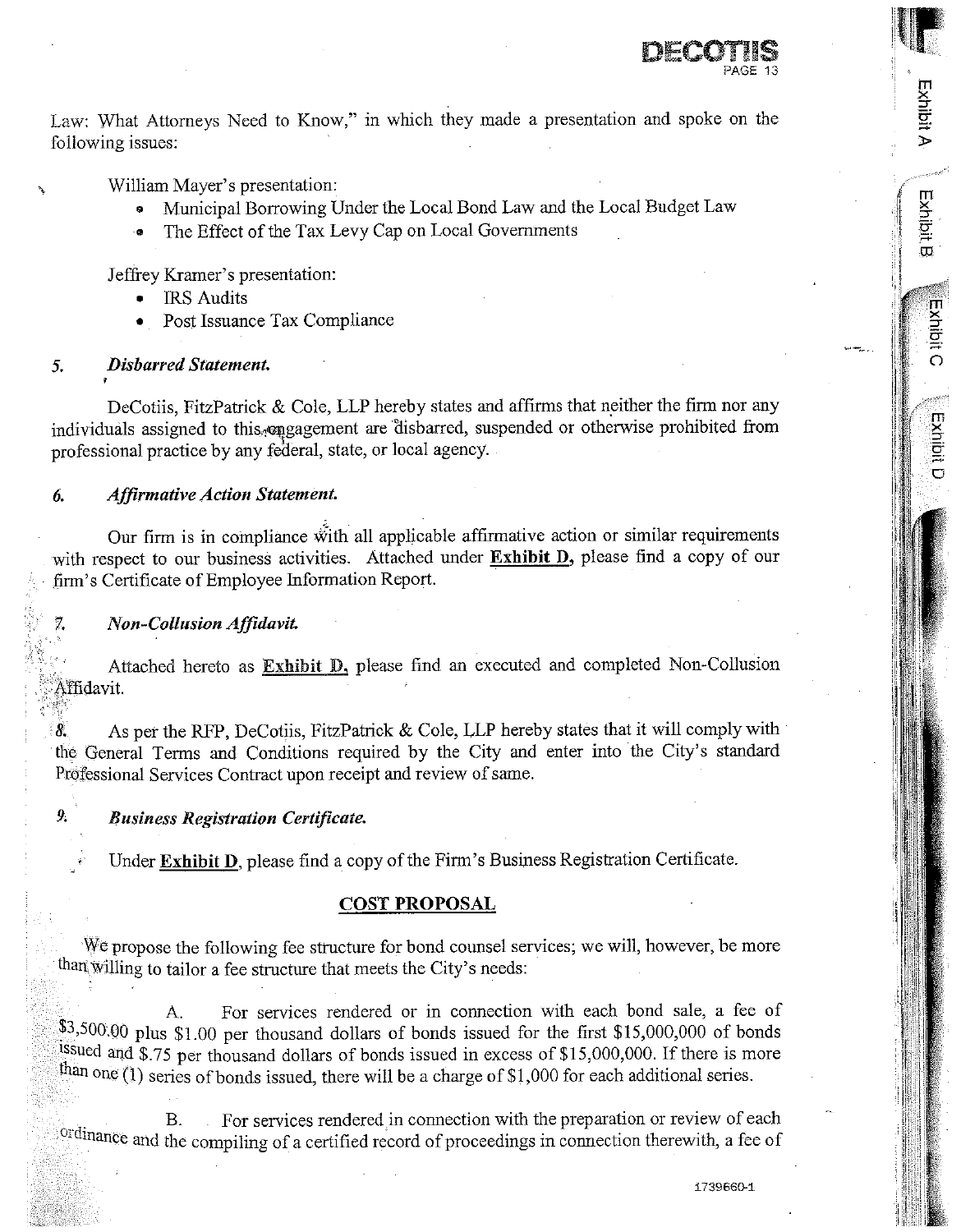Law: What Attorneys Need to Know," in which they made a presentation and spoke on the following issues:

William Mayer's presentation:

- Municipal Borrowing Under the Local Bond Law and the Local Budget Law
- The Effect of the Tax Levy Cap on Local Governments

Jeffrey Kramer's presentation:

- IRS Audits
- Post Issuance Tax Compliance

### 5. *Disbarred Statement.*

DeCotiis, FitzPatrick & Cole, LLP hereby states and affirms that neither the firm nor any individuals assigned to this engagement are disbarred, suspended or otherwise prohibited from professional practice by any federal, state, or local agency.

### 6. *Affirmative Action Statement.*

Our firm is in compliance with all applicable affirmative action or similar requirements with respect to our business activities. Attached under **Exhibit D**, please find a copy of our firm's Certificate of Employee Information Report.

### 7. *Non-Collusion Affidavit.*

Attached hereto as **Exhibit D**, please find an executed and completed Non-Collusion Affidavit.

8. As per the RFP, DeCotiis, FitzPatrick & Cole, LLP hereby states that it will comply with the General Terms and Conditions required by the City and enter into the City's standard Professional Services Contract upon receipt and review of same.

### 9. *Business Registration Certificate.*

Under **Exhibit D**, please find a copy of the Firm's Business Registration Certificate.

## COST PROPOSAL

We propose the following fee structure for bond counsel services; we will, however, be more than willing to tailor a fee structure that meets the City's needs:

A. For services rendered or in connection with each bond sale, a fee of $3,500.00 plus $1.00 per thousand dollars of bonds issued for the first $15,000,000 of bonds issued and $.75 per thousand dollars of bonds issued in excess of $15,000,000. If there is more than one (1) series of bonds issued, there will be a charge of $1,000 for each additional series.

B. For services rendered in connection with the preparation or review of each ordinance and the compiling of a certified record of proceedings in connection therewith, a fee of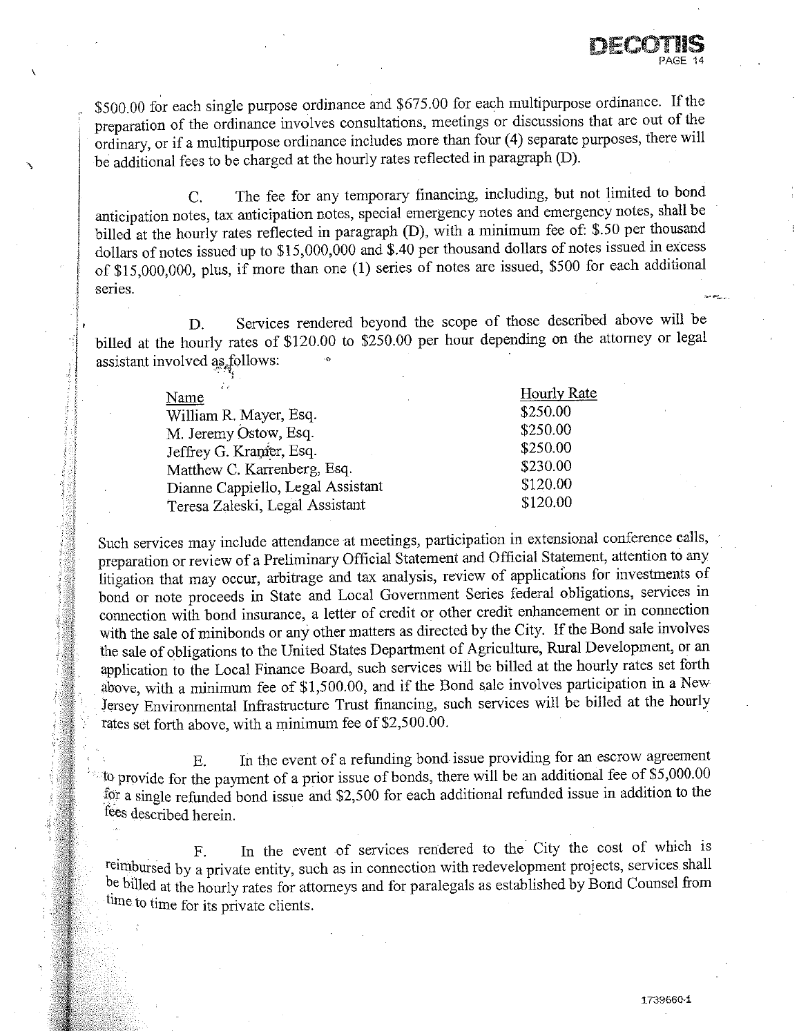$500.00 for each single purpose ordinance and $675.00 for each multipurpose ordinance. If the preparation of the ordinance involves consultations, meetings or discussions that are out of the ordinary, or if a multipurpose ordinance includes more than four (4) separate purposes, there will be additional fees to be charged at the hourly rates reflected in paragraph (D).

C. The fee for any temporary financing, including, but not limited to bond anticipation notes, tax anticipation notes, special emergency notes and emergency notes, shall be billed at the hourly rates reflected in paragraph (D), with a minimum fee of: $.50 per thousand dollars of notes issued up to $15,000,000 and $.40 per thousand dollars of notes issued in excess of $15,000,000, plus, if more than one (1) series of notes are issued, $500 for each additional series.

D. Services rendered beyond the scope of those described above will be billed at the hourly rates of $120.00 to $250.00 per hour depending on the attorney or legal assistant involved as follows:

| Name | Hourly Rate |
|---|---|
| William R. Mayer, Esq. | $250.00 |
| M. Jeremy Ostow, Esq. | $250.00 |
| Jeffrey G. Kramer, Esq. | $250.00 |
| Matthew C. Karrenberg, Esq. | $230.00 |
| Dianne Cappiello, Legal Assistant | $120.00 |
| Teresa Zaleski, Legal Assistant | $120.00 |

Such services may include attendance at meetings, participation in extensional conference calls, preparation or review of a Preliminary Official Statement and Official Statement, attention to any litigation that may occur, arbitrage and tax analysis, review of applications for investments of bond or note proceeds in State and Local Government Series federal obligations, services in connection with bond insurance, a letter of credit or other credit enhancement or in connection with the sale of minibonds or any other matters as directed by the City. If the Bond sale involves the sale of obligations to the United States Department of Agriculture, Rural Development, or an application to the Local Finance Board, such services will be billed at the hourly rates set forth above, with a minimum fee of $1,500.00, and if the Bond sale involves participation in a New Jersey Environmental Infrastructure Trust financing, such services will be billed at the hourly rates set forth above, with a minimum fee of $2,500.00.

E. In the event of a refunding bond issue providing for an escrow agreement to provide for the payment of a prior issue of bonds, there will be an additional fee of $5,000.00 for a single refunded bond issue and $2,500 for each additional refunded issue in addition to the fees described herein.

F. In the event of services rendered to the City the cost of which is reimbursed by a private entity, such as in connection with redevelopment projects, services shall be billed at the hourly rates for attorneys and for paralegals as established by Bond Counsel from time to time for its private clients.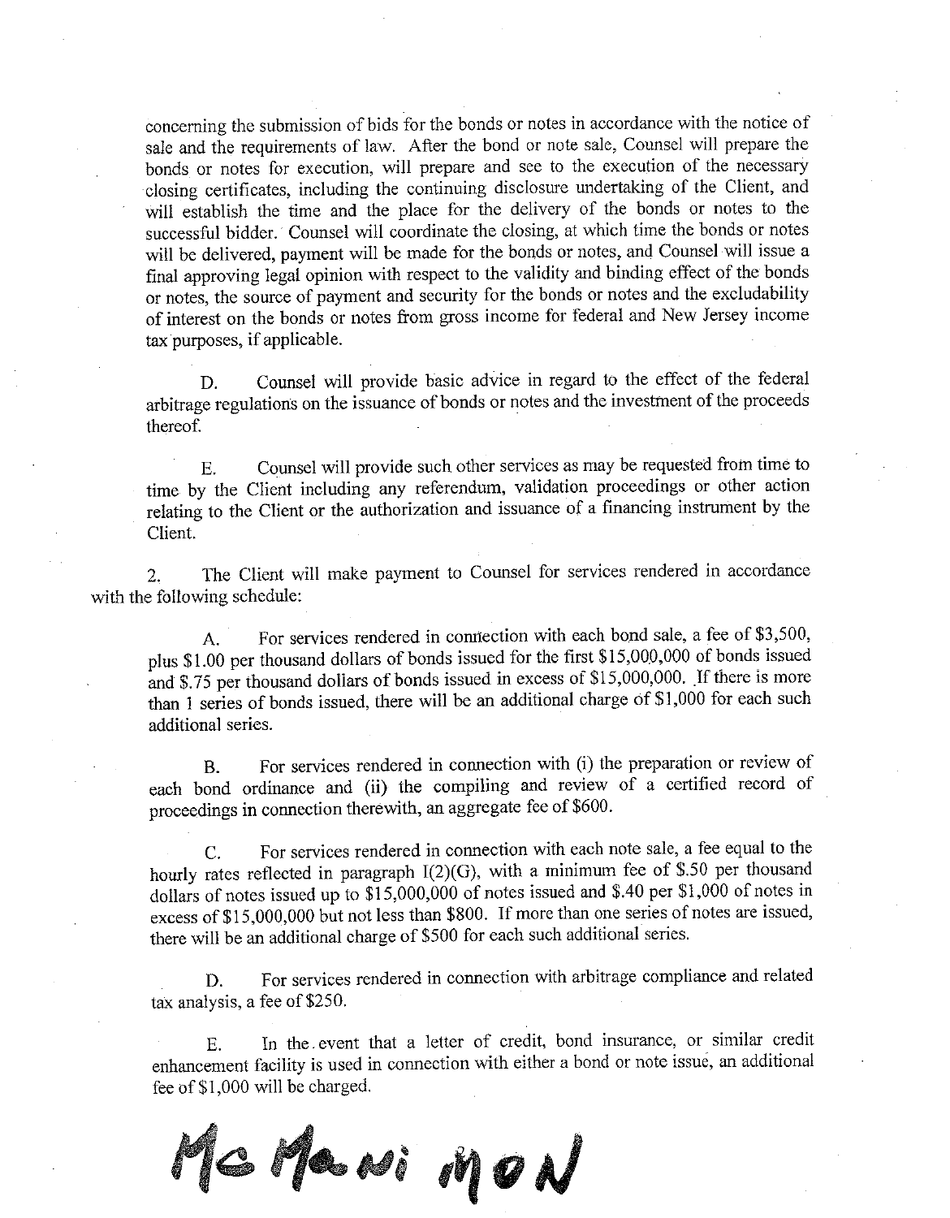concerning the submission of bids for the bonds or notes in accordance with the notice of sale and the requirements of law. After the bond or note sale, Counsel will prepare the bonds or notes for execution, will prepare and see to the execution of the necessary closing certificates, including the continuing disclosure undertaking of the Client, and will establish the time and the place for the delivery of the bonds or notes to the successful bidder. Counsel will coordinate the closing, at which time the bonds or notes will be delivered, payment will be made for the bonds or notes, and Counsel will issue a final approving legal opinion with respect to the validity and binding effect of the bonds or notes, the source of payment and security for the bonds or notes and the excludability of interest on the bonds or notes from gross income for federal and New Jersey income tax purposes, if applicable.

D. Counsel will provide basic advice in regard to the effect of the federal arbitrage regulations on the issuance of bonds or notes and the investment of the proceeds thereof.

E. Counsel will provide such other services as may be requested from time to time by the Client including any referendum, validation proceedings or other action relating to the Client or the authorization and issuance of a financing instrument by the Client.

2. The Client will make payment to Counsel for services rendered in accordance with the following schedule:

A. For services rendered in connection with each bond sale, a fee of $3,500, plus $1.00 per thousand dollars of bonds issued for the first $15,000,000 of bonds issued and $.75 per thousand dollars of bonds issued in excess of $15,000,000. If there is more than 1 series of bonds issued, there will be an additional charge of $1,000 for each such additional series.

B. For services rendered in connection with (i) the preparation or review of each bond ordinance and (ii) the compiling and review of a certified record of proceedings in connection therewith, an aggregate fee of $600.

C. For services rendered in connection with each note sale, a fee equal to the hourly rates reflected in paragraph I(2)(G), with a minimum fee of $.50 per thousand dollars of notes issued up to $15,000,000 of notes issued and $.40 per $1,000 of notes in excess of $15,000,000 but not less than $800. If more than one series of notes are issued, there will be an additional charge of $500 for each such additional series.

D. For services rendered in connection with arbitrage compliance and related tax analysis, a fee of $250.

E. In the event that a letter of credit, bond insurance, or similar credit enhancement facility is used in connection with either a bond or note issue, an additional fee of $1,000 will be charged.

McManimon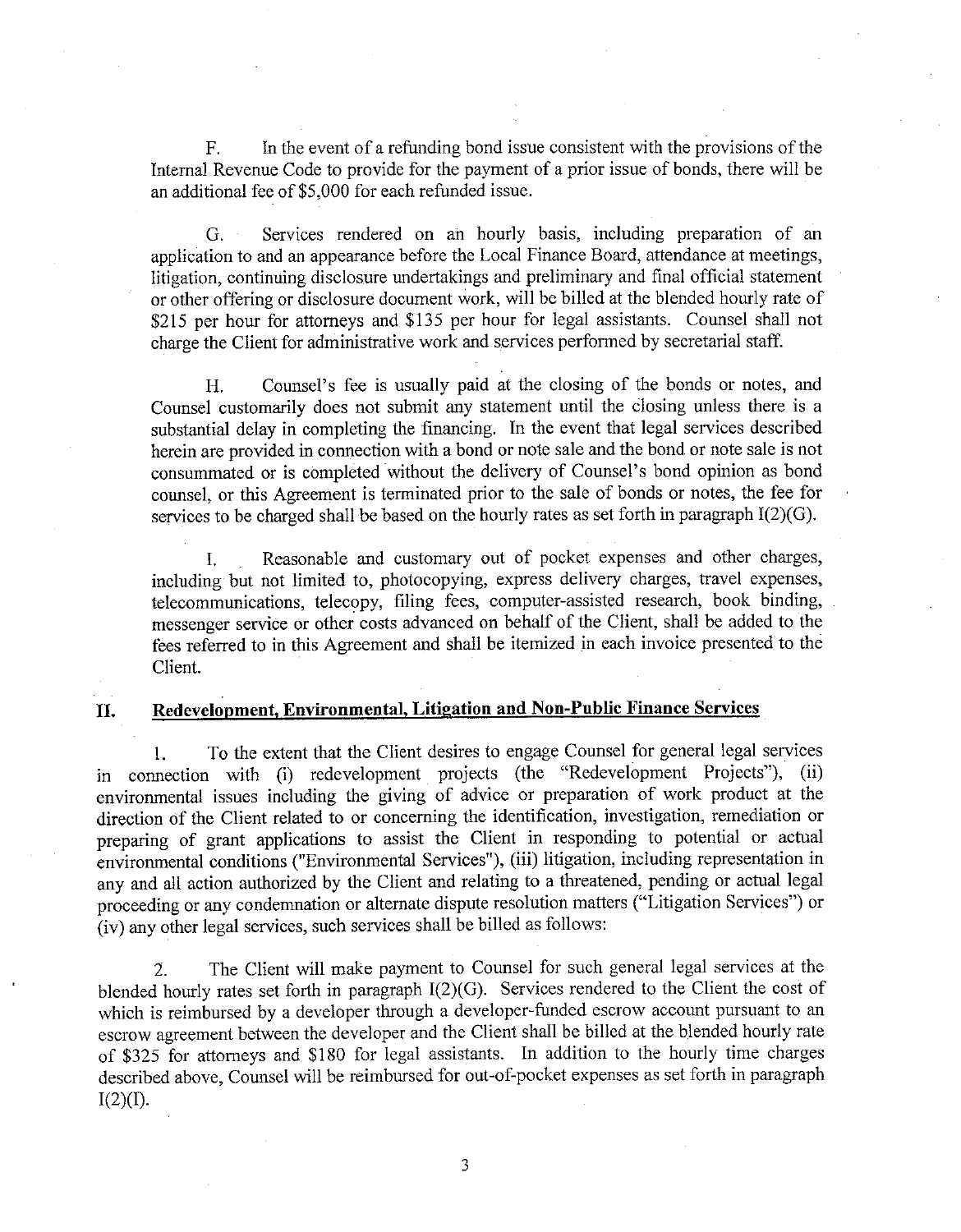F. In the event of a refunding bond issue consistent with the provisions of the Internal Revenue Code to provide for the payment of a prior issue of bonds, there will be an additional fee of $5,000 for each refunded issue.

G. Services rendered on an hourly basis, including preparation of an application to and an appearance before the Local Finance Board, attendance at meetings, litigation, continuing disclosure undertakings and preliminary and final official statement or other offering or disclosure document work, will be billed at the blended hourly rate of $215 per hour for attorneys and $135 per hour for legal assistants. Counsel shall not charge the Client for administrative work and services performed by secretarial staff.

H. Counsel's fee is usually paid at the closing of the bonds or notes, and Counsel customarily does not submit any statement until the closing unless there is a substantial delay in completing the financing. In the event that legal services described herein are provided in connection with a bond or note sale and the bond or note sale is not consummated or is completed without the delivery of Counsel's bond opinion as bond counsel, or this Agreement is terminated prior to the sale of bonds or notes, the fee for services to be charged shall be based on the hourly rates as set forth in paragraph I(2)(G).

I. Reasonable and customary out of pocket expenses and other charges, including but not limited to, photocopying, express delivery charges, travel expenses, telecommunications, telecopy, filing fees, computer-assisted research, book binding, messenger service or other costs advanced on behalf of the Client, shall be added to the fees referred to in this Agreement and shall be itemized in each invoice presented to the Client.

## II. Redevelopment, Environmental, Litigation and Non-Public Finance Services

1. To the extent that the Client desires to engage Counsel for general legal services in connection with (i) redevelopment projects (the "Redevelopment Projects"), (ii) environmental issues including the giving of advice or preparation of work product at the direction of the Client related to or concerning the identification, investigation, remediation or preparing of grant applications to assist the Client in responding to potential or actual environmental conditions ("Environmental Services"), (iii) litigation, including representation in any and all action authorized by the Client and relating to a threatened, pending or actual legal proceeding or any condemnation or alternate dispute resolution matters ("Litigation Services") or (iv) any other legal services, such services shall be billed as follows:

2. The Client will make payment to Counsel for such general legal services at the blended hourly rates set forth in paragraph I(2)(G). Services rendered to the Client the cost of which is reimbursed by a developer through a developer-funded escrow account pursuant to an escrow agreement between the developer and the Client shall be billed at the blended hourly rate of $325 for attorneys and $180 for legal assistants. In addition to the hourly time charges described above, Counsel will be reimbursed for out-of-pocket expenses as set forth in paragraph I(2)(I).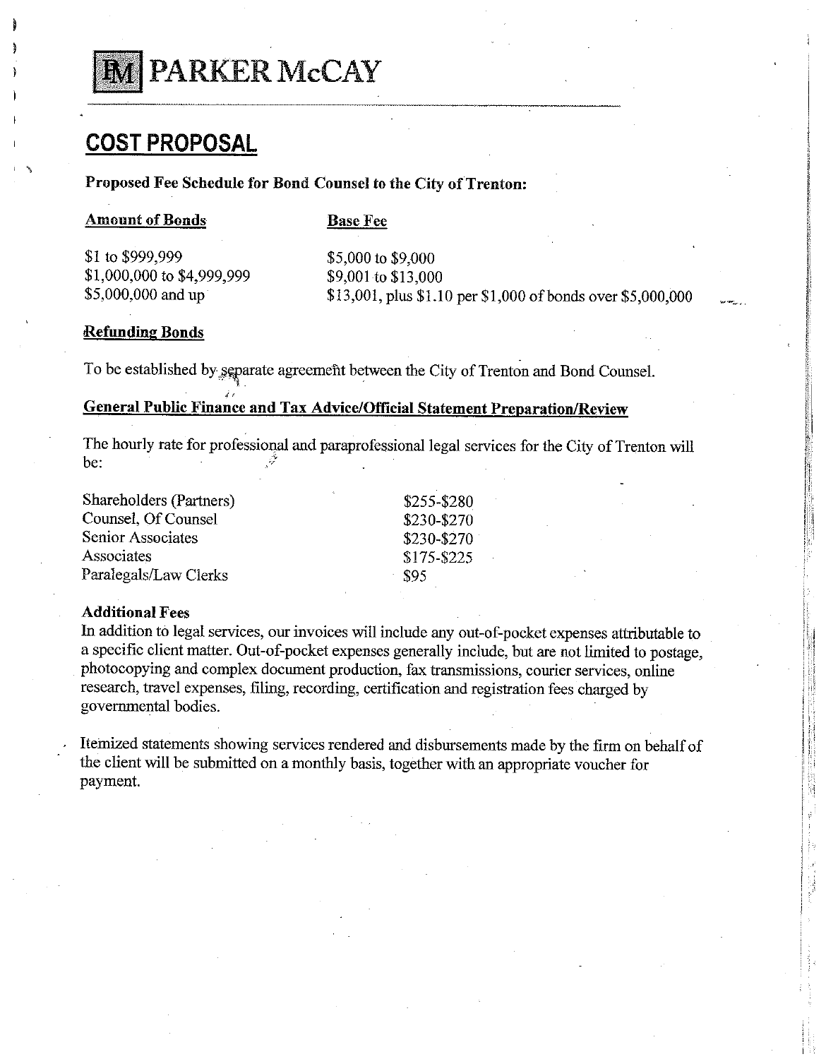# PARKER McCAY

## COST PROPOSAL

**Proposed Fee Schedule for Bond Counsel to the City of Trenton:**

| Amount of Bonds | Base Fee |
| --- | --- |
| $1 to $999,999 | $5,000 to $9,000 |
| $1,000,000 to $4,999,999 | $9,001 to $13,000 |
| $5,000,000 and up | $13,001, plus $1.10 per $1,000 of bonds over $5,000,000 |

### Refunding Bonds

To be established by separate agreement between the City of Trenton and Bond Counsel.

### General Public Finance and Tax Advice/Official Statement Preparation/Review

The hourly rate for professional and paraprofessional legal services for the City of Trenton will be:

| | |
| --- | --- |
| Shareholders (Partners) | $255-$280 |
| Counsel, Of Counsel | $230-$270 |
| Senior Associates | $230-$270 |
| Associates | $175-$225 |
| Paralegals/Law Clerks | $95 |

**Additional Fees**

In addition to legal services, our invoices will include any out-of-pocket expenses attributable to a specific client matter. Out-of-pocket expenses generally include, but are not limited to postage, photocopying and complex document production, fax transmissions, courier services, online research, travel expenses, filing, recording, certification and registration fees charged by governmental bodies.

Itemized statements showing services rendered and disbursements made by the firm on behalf of the client will be submitted on a monthly basis, together with an appropriate voucher for payment.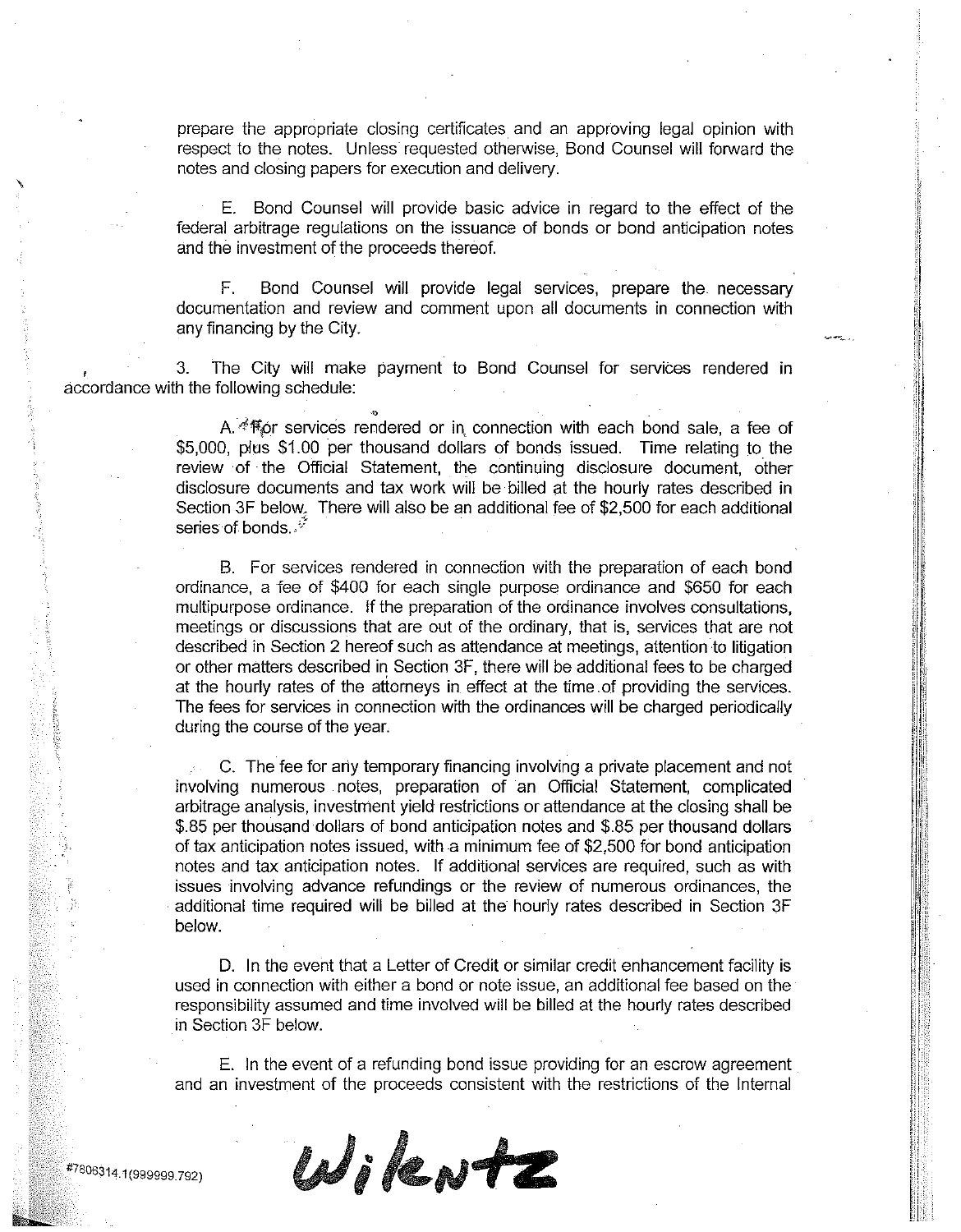prepare the appropriate closing certificates and an approving legal opinion with respect to the notes. Unless requested otherwise, Bond Counsel will forward the notes and closing papers for execution and delivery.

E. Bond Counsel will provide basic advice in regard to the effect of the federal arbitrage regulations on the issuance of bonds or bond anticipation notes and the investment of the proceeds thereof.

F. Bond Counsel will provide legal services, prepare the necessary documentation and review and comment upon all documents in connection with any financing by the City.

3. The City will make payment to Bond Counsel for services rendered in accordance with the following schedule:

A. For services rendered or in connection with each bond sale, a fee of $5,000, plus $1.00 per thousand dollars of bonds issued. Time relating to the review of the Official Statement, the continuing disclosure document, other disclosure documents and tax work will be billed at the hourly rates described in Section 3F below. There will also be an additional fee of $2,500 for each additional series of bonds.

B. For services rendered in connection with the preparation of each bond ordinance, a fee of $400 for each single purpose ordinance and $650 for each multipurpose ordinance. If the preparation of the ordinance involves consultations, meetings or discussions that are out of the ordinary, that is, services that are not described in Section 2 hereof such as attendance at meetings, attention to litigation or other matters described in Section 3F, there will be additional fees to be charged at the hourly rates of the attorneys in effect at the time of providing the services. The fees for services in connection with the ordinances will be charged periodically during the course of the year.

C. The fee for any temporary financing involving a private placement and not involving numerous notes, preparation of an Official Statement, complicated arbitrage analysis, investment yield restrictions or attendance at the closing shall be $.85 per thousand dollars of bond anticipation notes and $.85 per thousand dollars of tax anticipation notes issued, with a minimum fee of $2,500 for bond anticipation notes and tax anticipation notes. If additional services are required, such as with issues involving advance refundings or the review of numerous ordinances, the additional time required will be billed at the hourly rates described in Section 3F below.

D. In the event that a Letter of Credit or similar credit enhancement facility is used in connection with either a bond or note issue, an additional fee based on the responsibility assumed and time involved will be billed at the hourly rates described in Section 3F below.

E. In the event of a refunding bond issue providing for an escrow agreement and an investment of the proceeds consistent with the restrictions of the Internal

#7806314.1(999999.792)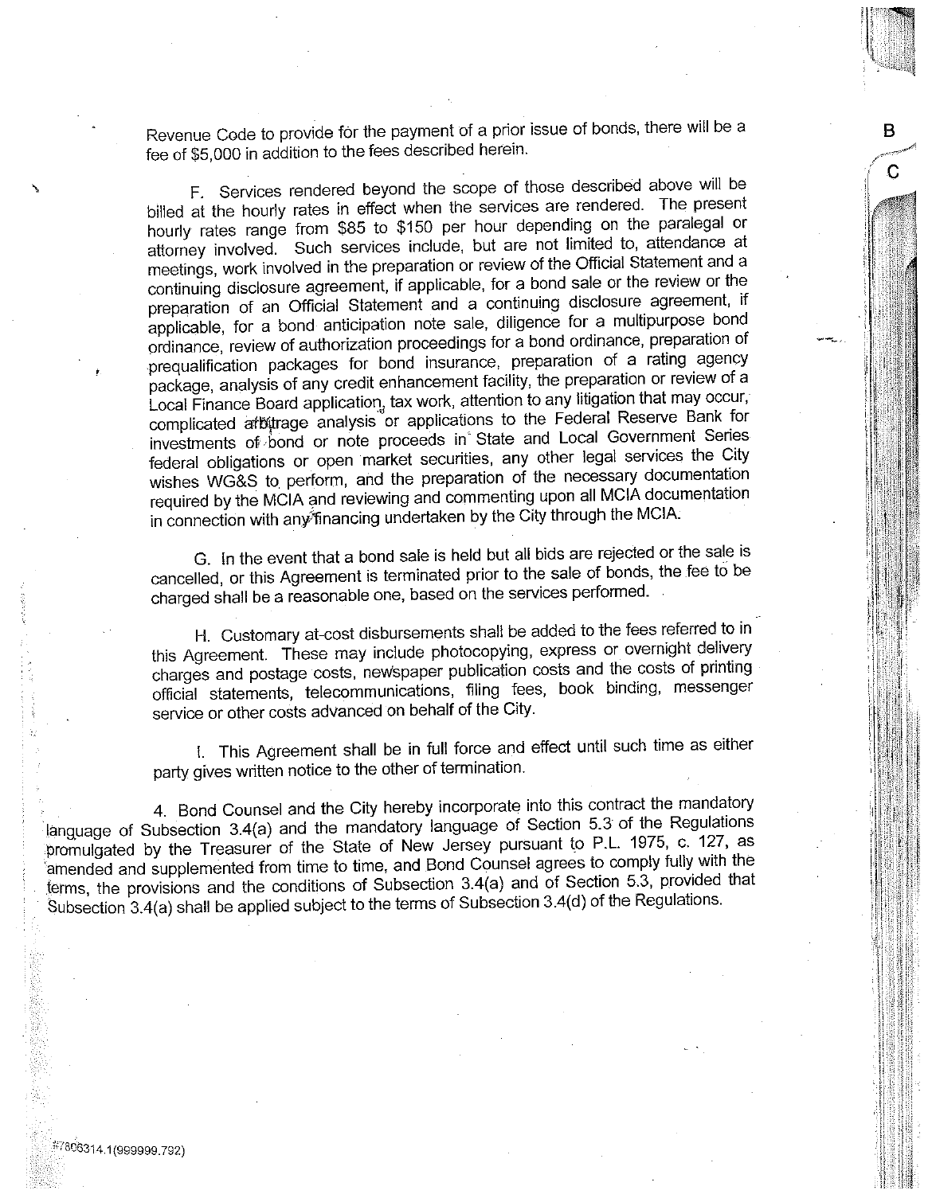Revenue Code to provide for the payment of a prior issue of bonds, there will be a fee of $5,000 in addition to the fees described herein.

F. Services rendered beyond the scope of those described above will be billed at the hourly rates in effect when the services are rendered. The present hourly rates range from $85 to $150 per hour depending on the paralegal or attorney involved. Such services include, but are not limited to, attendance at meetings, work involved in the preparation or review of the Official Statement and a continuing disclosure agreement, if applicable, for a bond sale or the review or the preparation of an Official Statement and a continuing disclosure agreement, if applicable, for a bond anticipation note sale, diligence for a multipurpose bond ordinance, review of authorization proceedings for a bond ordinance, preparation of prequalification packages for bond insurance, preparation of a rating agency package, analysis of any credit enhancement facility, the preparation or review of a Local Finance Board application, tax work, attention to any litigation that may occur, complicated arbitrage analysis or applications to the Federal Reserve Bank for investments of bond or note proceeds in State and Local Government Series federal obligations or open market securities, any other legal services the City wishes WG&S to perform, and the preparation of the necessary documentation required by the MCIA and reviewing and commenting upon all MCIA documentation in connection with any financing undertaken by the City through the MCIA.

G. In the event that a bond sale is held but all bids are rejected or the sale is cancelled, or this Agreement is terminated prior to the sale of bonds, the fee to be charged shall be a reasonable one, based on the services performed.

H. Customary at-cost disbursements shall be added to the fees referred to in this Agreement. These may include photocopying, express or overnight delivery charges and postage costs, newspaper publication costs and the costs of printing official statements, telecommunications, filing fees, book binding, messenger service or other costs advanced on behalf of the City.

I. This Agreement shall be in full force and effect until such time as either party gives written notice to the other of termination.

4. Bond Counsel and the City hereby incorporate into this contract the mandatory language of Subsection 3.4(a) and the mandatory language of Section 5.3 of the Regulations promulgated by the Treasurer of the State of New Jersey pursuant to P.L. 1975, c. 127, as amended and supplemented from time to time, and Bond Counsel agrees to comply fully with the terms, the provisions and the conditions of Subsection 3.4(a) and of Section 5.3, provided that Subsection 3.4(a) shall be applied subject to the terms of Subsection 3.4(d) of the Regulations.

#7806314.1(999999.792)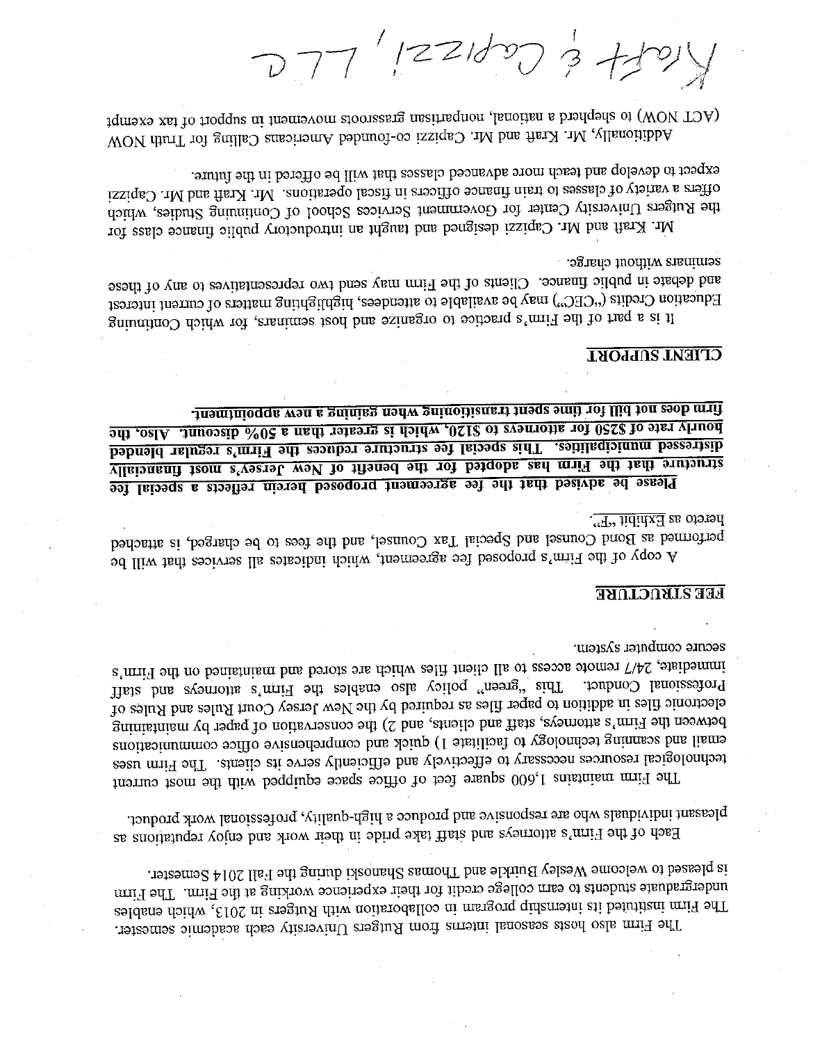The Firm also hosts seasonal interns from Rutgers University each academic semester. The Firm instituted its internship program in collaboration with Rutgers in 2013, which enables undergraduate students to earn college credit for their experience working at the Firm. The Firm is pleased to welcome Wesley Burkle and Thomas Shanoski during the Fall 2014 Semester.

Each of the Firm's attorneys and staff take pride in their work and enjoy reputations as pleasant individuals who are responsive and produce a high-quality, professional work product.

The Firm maintains 1,600 square feet of office space equipped with the most current technological resources necessary to effectively and efficiently serve its clients. The Firm uses email and scanning technology to facilitate 1) quick and comprehensive office communications between the Firm's attorneys, staff and clients, and 2) the conservation of paper by maintaining electronic files in addition to paper files as required by the New Jersey Court Rules and Rules of Professional Conduct. This "green" policy also enables the Firm's attorneys and staff immediate, 24/7 remote access to all client files which are stored and maintained on the Firm's secure computer system.

## FEE STRUCTURE

A copy of the Firm's proposed fee agreement, which indicates all services that will be performed as Bond Counsel and Special Tax Counsel, and the fees to be charged, is attached hereto as Exhibit "F".

**Please be advised that the fee agreement proposed herein reflects a special fee structure that the Firm has adopted for the benefit of New Jersey's most financially distressed municipalities. This special fee structure reduces the Firm's regular blended hourly rate of $250 for attorneys to $120, which is greater than a 50% discount. Also, the firm does not bill for time spent transitioning when gaining a new appointment.**

## CLIENT SUPPORT

It is a part of the Firm's practice to organize and host seminars, for which Continuing Education Credits ("CEC") may be available to attendees, highlighting matters of current interest and debate in public finance. Clients of the Firm may send two representatives to any of these seminars without charge.

Mr. Kraft and Mr. Capizzi designed and taught an introductory public finance class for the Rutgers University Center for Government Services School of Continuing Studies, which offers a variety of classes to train finance officers in fiscal operations. Mr. Kraft and Mr. Capizzi expect to develop and teach more advanced classes that will be offered in the future.

Additionally, Mr. Kraft and Mr. Capizzi co-founded Americans Calling for Truth NOW (ACT NOW) to shepherd a national, nonpartisan grassroots movement in support of tax exempt

Kraft & Capizzi, LLC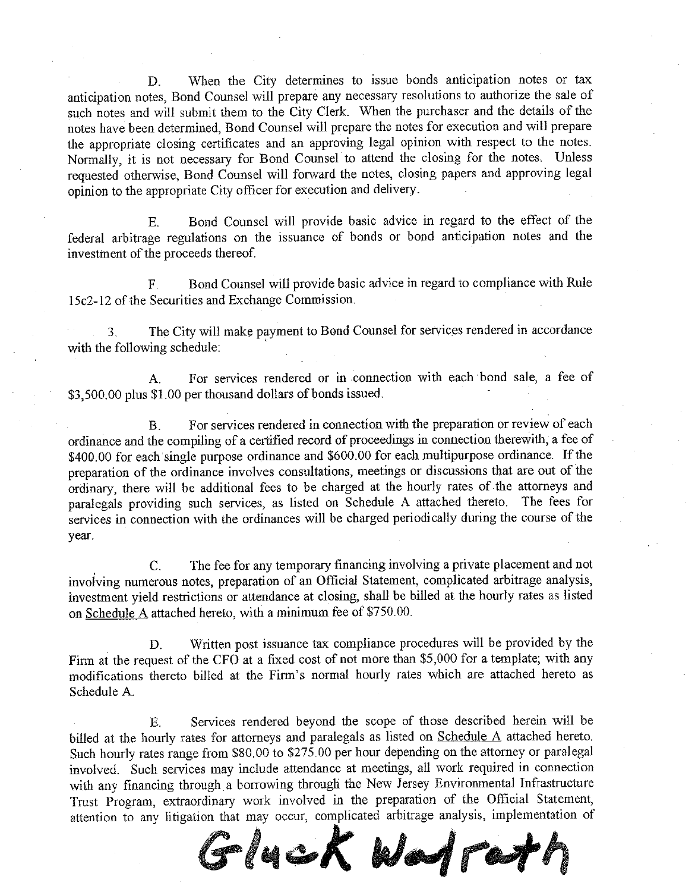D. When the City determines to issue bonds anticipation notes or tax anticipation notes, Bond Counsel will prepare any necessary resolutions to authorize the sale of such notes and will submit them to the City Clerk. When the purchaser and the details of the notes have been determined, Bond Counsel will prepare the notes for execution and will prepare the appropriate closing certificates and an approving legal opinion with respect to the notes. Normally, it is not necessary for Bond Counsel to attend the closing for the notes. Unless requested otherwise, Bond Counsel will forward the notes, closing papers and approving legal opinion to the appropriate City officer for execution and delivery.

E. Bond Counsel will provide basic advice in regard to the effect of the federal arbitrage regulations on the issuance of bonds or bond anticipation notes and the investment of the proceeds thereof.

F. Bond Counsel will provide basic advice in regard to compliance with Rule 15c2-12 of the Securities and Exchange Commission.

3. The City will make payment to Bond Counsel for services rendered in accordance with the following schedule:

A. For services rendered or in connection with each bond sale, a fee of $3,500.00 plus $1.00 per thousand dollars of bonds issued.

B. For services rendered in connection with the preparation or review of each ordinance and the compiling of a certified record of proceedings in connection therewith, a fee of $400.00 for each single purpose ordinance and $600.00 for each multipurpose ordinance. If the preparation of the ordinance involves consultations, meetings or discussions that are out of the ordinary, there will be additional fees to be charged at the hourly rates of the attorneys and paralegals providing such services, as listed on Schedule A attached thereto. The fees for services in connection with the ordinances will be charged periodically during the course of the year.

C. The fee for any temporary financing involving a private placement and not involving numerous notes, preparation of an Official Statement, complicated arbitrage analysis, investment yield restrictions or attendance at closing, shall be billed at the hourly rates as listed on Schedule A attached hereto, with a minimum fee of $750.00.

D. Written post issuance tax compliance procedures will be provided by the Firm at the request of the CFO at a fixed cost of not more than $5,000 for a template; with any modifications thereto billed at the Firm's normal hourly rates which are attached hereto as Schedule A.

E. Services rendered beyond the scope of those described herein will be billed at the hourly rates for attorneys and paralegals as listed on Schedule A attached hereto. Such hourly rates range from $80.00 to $275.00 per hour depending on the attorney or paralegal involved. Such services may include attendance at meetings, all work required in connection with any financing through a borrowing through the New Jersey Environmental Infrastructure Trust Program, extraordinary work involved in the preparation of the Official Statement, attention to any litigation that may occur, complicated arbitrage analysis, implementation of

Gluck Walrath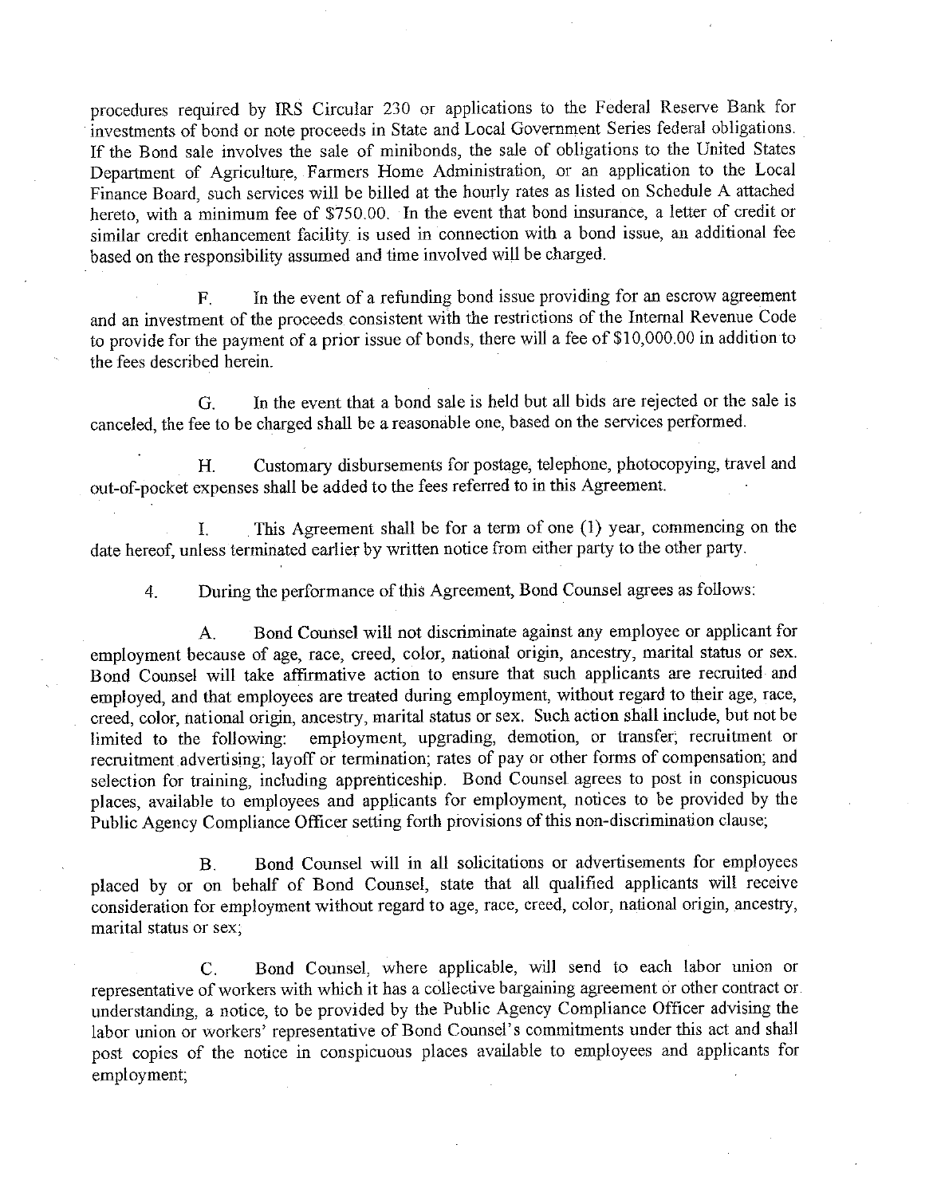procedures required by IRS Circular 230 or applications to the Federal Reserve Bank for investments of bond or note proceeds in State and Local Government Series federal obligations. If the Bond sale involves the sale of minibonds, the sale of obligations to the United States Department of Agriculture, Farmers Home Administration, or an application to the Local Finance Board, such services will be billed at the hourly rates as listed on Schedule A attached hereto, with a minimum fee of $750.00. In the event that bond insurance, a letter of credit or similar credit enhancement facility is used in connection with a bond issue, an additional fee based on the responsibility assumed and time involved will be charged.

F. In the event of a refunding bond issue providing for an escrow agreement and an investment of the proceeds consistent with the restrictions of the Internal Revenue Code to provide for the payment of a prior issue of bonds, there will a fee of $10,000.00 in addition to the fees described herein.

G. In the event that a bond sale is held but all bids are rejected or the sale is canceled, the fee to be charged shall be a reasonable one, based on the services performed.

H. Customary disbursements for postage, telephone, photocopying, travel and out-of-pocket expenses shall be added to the fees referred to in this Agreement.

I. This Agreement shall be for a term of one (1) year, commencing on the date hereof, unless terminated earlier by written notice from either party to the other party.

4. During the performance of this Agreement, Bond Counsel agrees as follows:

A. Bond Counsel will not discriminate against any employee or applicant for employment because of age, race, creed, color, national origin, ancestry, marital status or sex. Bond Counsel will take affirmative action to ensure that such applicants are recruited and employed, and that employees are treated during employment, without regard to their age, race, creed, color, national origin, ancestry, marital status or sex. Such action shall include, but not be limited to the following: employment, upgrading, demotion, or transfer; recruitment or recruitment advertising; layoff or termination; rates of pay or other forms of compensation; and selection for training, including apprenticeship. Bond Counsel agrees to post in conspicuous places, available to employees and applicants for employment, notices to be provided by the Public Agency Compliance Officer setting forth provisions of this non-discrimination clause;

B. Bond Counsel will in all solicitations or advertisements for employees placed by or on behalf of Bond Counsel, state that all qualified applicants will receive consideration for employment without regard to age, race, creed, color, national origin, ancestry, marital status or sex;

C. Bond Counsel, where applicable, will send to each labor union or representative of workers with which it has a collective bargaining agreement or other contract or understanding, a notice, to be provided by the Public Agency Compliance Officer advising the labor union or workers' representative of Bond Counsel's commitments under this act and shall post copies of the notice in conspicuous places available to employees and applicants for employment;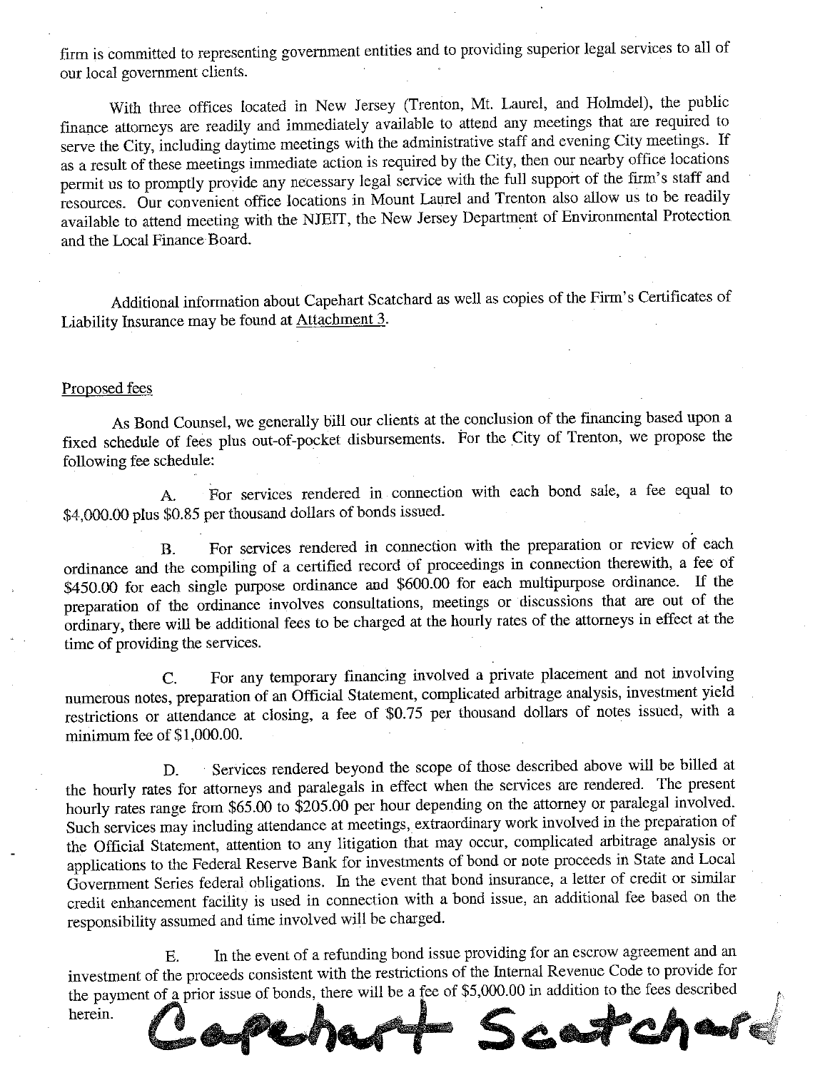firm is committed to representing government entities and to providing superior legal services to all of our local government clients.

With three offices located in New Jersey (Trenton, Mt. Laurel, and Holmdel), the public finance attorneys are readily and immediately available to attend any meetings that are required to serve the City, including daytime meetings with the administrative staff and evening City meetings. If as a result of these meetings immediate action is required by the City, then our nearby office locations permit us to promptly provide any necessary legal service with the full support of the firm's staff and resources. Our convenient office locations in Mount Laurel and Trenton also allow us to be readily available to attend meeting with the NJEIT, the New Jersey Department of Environmental Protection and the Local Finance Board.

Additional information about Capehart Scatchard as well as copies of the Firm's Certificates of Liability Insurance may be found at Attachment 3.

Proposed fees

As Bond Counsel, we generally bill our clients at the conclusion of the financing based upon a fixed schedule of fees plus out-of-pocket disbursements. For the City of Trenton, we propose the following fee schedule:

A. For services rendered in connection with each bond sale, a fee equal to $4,000.00 plus $0.85 per thousand dollars of bonds issued.

B. For services rendered in connection with the preparation or review of each ordinance and the compiling of a certified record of proceedings in connection therewith, a fee of $450.00 for each single purpose ordinance and $600.00 for each multipurpose ordinance. If the preparation of the ordinance involves consultations, meetings or discussions that are out of the ordinary, there will be additional fees to be charged at the hourly rates of the attorneys in effect at the time of providing the services.

C. For any temporary financing involved a private placement and not involving numerous notes, preparation of an Official Statement, complicated arbitrage analysis, investment yield restrictions or attendance at closing, a fee of $0.75 per thousand dollars of notes issued, with a minimum fee of $1,000.00.

D. Services rendered beyond the scope of those described above will be billed at the hourly rates for attorneys and paralegals in effect when the services are rendered. The present hourly rates range from $65.00 to $205.00 per hour depending on the attorney or paralegal involved. Such services may including attendance at meetings, extraordinary work involved in the preparation of the Official Statement, attention to any litigation that may occur, complicated arbitrage analysis or applications to the Federal Reserve Bank for investments of bond or note proceeds in State and Local Government Series federal obligations. In the event that bond insurance, a letter of credit or similar credit enhancement facility is used in connection with a bond issue, an additional fee based on the responsibility assumed and time involved will be charged.

E. In the event of a refunding bond issue providing for an escrow agreement and an investment of the proceeds consistent with the restrictions of the Internal Revenue Code to provide for the payment of a prior issue of bonds, there will be a fee of $5,000.00 in addition to the fees described herein.

Capehart Scatchard